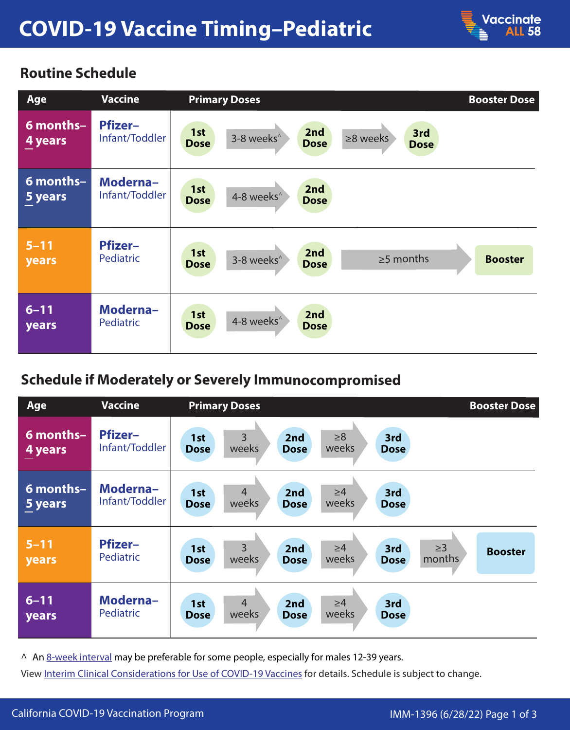# COVID-19 Vaccine Timing–Pediatric

## Routine Schedule

| Age | Vaccine | Primary Doses | | | | | | Booster Dose |
|---|---|---|---|---|---|---|---|---|
| 6 months–4 years | Pfizer–Infant/Toddler | 1st Dose | 3-8 weeks^ | 2nd Dose | ≥8 weeks | 3rd Dose | | |
| 6 months–5 years | Moderna–Infant/Toddler | 1st Dose | 4-8 weeks^ | 2nd Dose | | | | |
| 5–11 years | Pfizer–Pediatric | 1st Dose | 3-8 weeks^ | 2nd Dose | | | ≥5 months | Booster |
| 6–11 years | Moderna–Pediatric | 1st Dose | 4-8 weeks^ | 2nd Dose | | | | |

## Schedule if Moderately or Severely Immunocompromised

| Age | Vaccine | Primary Doses | | | | | | Booster Dose |
|---|---|---|---|---|---|---|---|---|
| 6 months–4 years | Pfizer–Infant/Toddler | 1st Dose | 3 weeks | 2nd Dose | ≥8 weeks | 3rd Dose | | |
| 6 months–5 years | Moderna–Infant/Toddler | 1st Dose | 4 weeks | 2nd Dose | ≥4 weeks | 3rd Dose | | |
| 5–11 years | Pfizer–Pediatric | 1st Dose | 3 weeks | 2nd Dose | ≥4 weeks | 3rd Dose | ≥3 months | Booster |
| 6–11 years | Moderna–Pediatric | 1st Dose | 4 weeks | 2nd Dose | ≥4 weeks | 3rd Dose | | |

^ An 8-week interval may be preferable for some people, especially for males 12-39 years.

View Interim Clinical Considerations for Use of COVID-19 Vaccines for details. Schedule is subject to change.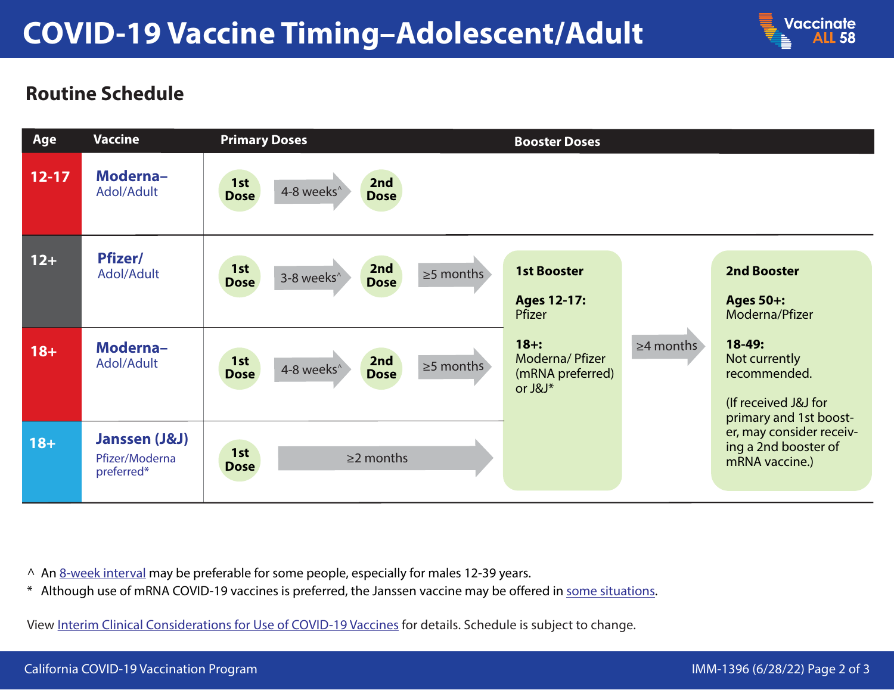# COVID-19 Vaccine Timing–Adolescent/Adult

## Routine Schedule

| Age | Vaccine | Primary Doses | | | | Booster Doses | | |
|---|---|---|---|---|---|---|---|---|
| 12-17 | **Moderna–** Adol/Adult | 1st Dose | 4-8 weeks^ | 2nd Dose | | | | |
| 12+ | **Pfizer/** Adol/Adult | 1st Dose | 3-8 weeks^ | 2nd Dose | ≥5 months | **1st Booster**<br><br>**Ages 12-17:** Pfizer<br><br>**18+:** Moderna/ Pfizer (mRNA preferred) or J&J* | ≥4 months | **2nd Booster**<br><br>**Ages 50+:** Moderna/Pfizer<br><br>**18-49:** Not currently recommended.<br><br>(If received J&J for primary and 1st booster, may consider receiving a 2nd booster of mRNA vaccine.) |
| 18+ | **Moderna–** Adol/Adult | 1st Dose | 4-8 weeks^ | 2nd Dose | ≥5 months | | | |
| 18+ | **Janssen (J&J)** Pfizer/Moderna preferred* | 1st Dose | ≥2 months | | | | | |

^ An 8-week interval may be preferable for some people, especially for males 12-39 years.

\* Although use of mRNA COVID-19 vaccines is preferred, the Janssen vaccine may be offered in some situations.

View Interim Clinical Considerations for Use of COVID-19 Vaccines for details. Schedule is subject to change.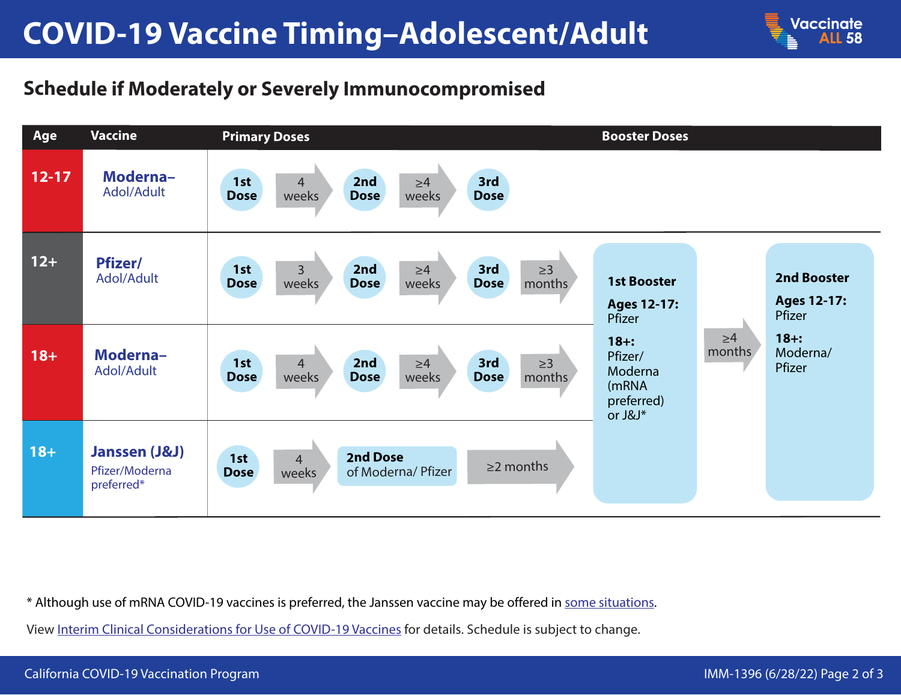# COVID-19 Vaccine Timing–Adolescent/Adult

## Schedule if Moderately or Severely Immunocompromised

| Age | Vaccine | Primary Doses | | | | | | | Booster Doses | | |
|---|---|---|---|---|---|---|---|---|---|---|---|
| 12-17 | **Moderna–** Adol/Adult | 1st Dose | 4 weeks | 2nd Dose | ≥4 weeks | 3rd Dose | | | | | |
| 12+ | **Pfizer/** Adol/Adult | 1st Dose | 3 weeks | 2nd Dose | ≥4 weeks | 3rd Dose | ≥3 months | | **1st Booster** **Ages 12-17:** Pfizer **18+:** Pfizer/ Moderna (mRNA preferred) or J&J* | ≥4 months | **2nd Booster** **Ages 12-17:** Pfizer **18+:** Moderna/ Pfizer |
| 18+ | **Moderna–** Adol/Adult | 1st Dose | 4 weeks | 2nd Dose | ≥4 weeks | 3rd Dose | ≥3 months | | | | |
| 18+ | **Janssen (J&J)** Pfizer/Moderna preferred* | 1st Dose | 4 weeks | **2nd Dose** of Moderna/ Pfizer | | | ≥2 months | | | | |

\* Although use of mRNA COVID-19 vaccines is preferred, the Janssen vaccine may be offered in some situations.

View Interim Clinical Considerations for Use of COVID-19 Vaccines for details. Schedule is subject to change.

California COVID-19 Vaccination Program IMM-1396 (6/28/22)